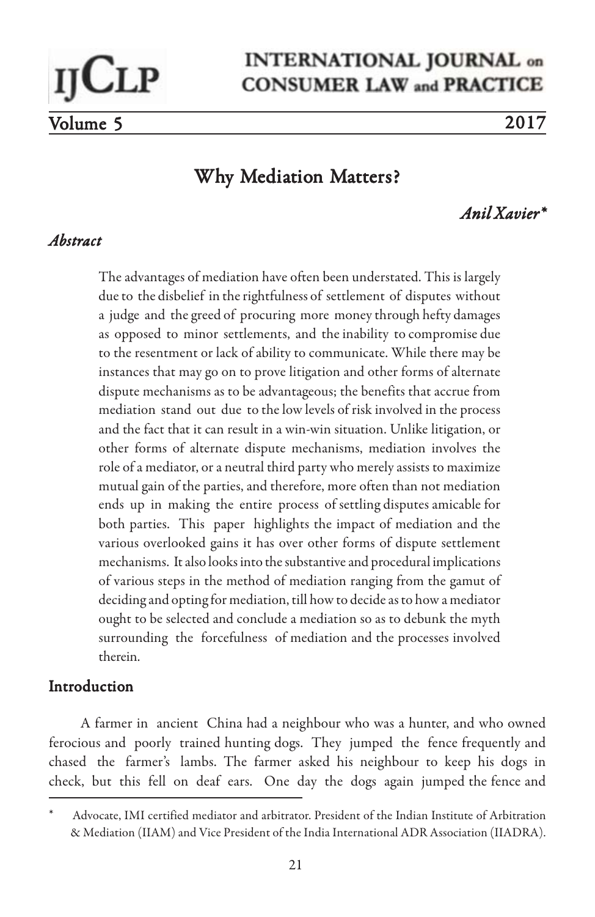# Why Mediation Matters?

***Anil Xavier****

### *Abstract*

The advantages of mediation have often been understated. This is largely due to the disbelief in the rightfulness of settlement of disputes without a judge and the greed of procuring more money through hefty damages as opposed to minor settlements, and the inability to compromise due to the resentment or lack of ability to communicate. While there may be instances that may go on to prove litigation and other forms of alternate dispute mechanisms as to be advantageous; the benefits that accrue from mediation stand out due to the low levels of risk involved in the process and the fact that it can result in a win-win situation. Unlike litigation, or other forms of alternate dispute mechanisms, mediation involves the role of a mediator, or a neutral third party who merely assists to maximize mutual gain of the parties, and therefore, more often than not mediation ends up in making the entire process of settling disputes amicable for both parties. This paper highlights the impact of mediation and the various overlooked gains it has over other forms of dispute settlement mechanisms. It also looks into the substantive and procedural implications of various steps in the method of mediation ranging from the gamut of deciding and opting for mediation, till how to decide as to how a mediator ought to be selected and conclude a mediation so as to debunk the myth surrounding the forcefulness of mediation and the processes involved therein.

## Introduction

A farmer in ancient China had a neighbour who was a hunter, and who owned ferocious and poorly trained hunting dogs. They jumped the fence frequently and chased the farmer's lambs. The farmer asked his neighbour to keep his dogs in check, but this fell on deaf ears. One day the dogs again jumped the fence and

---

\* Advocate, IMI certified mediator and arbitrator. President of the Indian Institute of Arbitration & Mediation (IIAM) and Vice President of the India International ADR Association (IIADRA).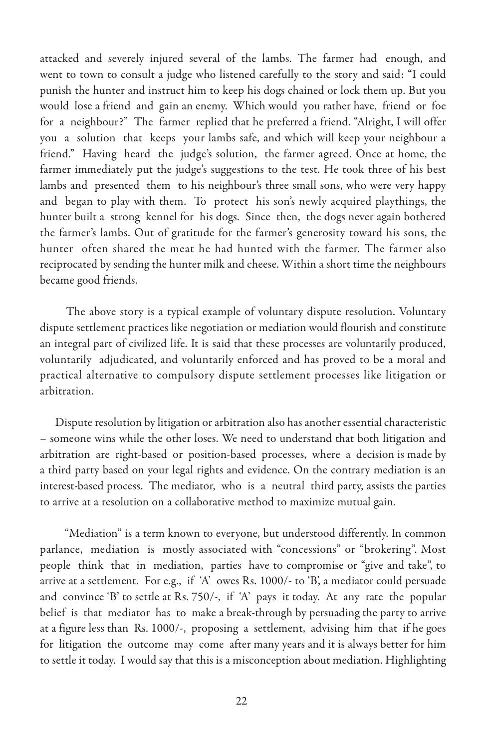attacked and severely injured several of the lambs. The farmer had enough, and went to town to consult a judge who listened carefully to the story and said: "I could punish the hunter and instruct him to keep his dogs chained or lock them up. But you would lose a friend and gain an enemy. Which would you rather have, friend or foe for a neighbour?" The farmer replied that he preferred a friend. "Alright, I will offer you a solution that keeps your lambs safe, and which will keep your neighbour a friend." Having heard the judge's solution, the farmer agreed. Once at home, the farmer immediately put the judge's suggestions to the test. He took three of his best lambs and presented them to his neighbour's three small sons, who were very happy and began to play with them. To protect his son's newly acquired playthings, the hunter built a strong kennel for his dogs. Since then, the dogs never again bothered the farmer's lambs. Out of gratitude for the farmer's generosity toward his sons, the hunter often shared the meat he had hunted with the farmer. The farmer also reciprocated by sending the hunter milk and cheese. Within a short time the neighbours became good friends.

The above story is a typical example of voluntary dispute resolution. Voluntary dispute settlement practices like negotiation or mediation would flourish and constitute an integral part of civilized life. It is said that these processes are voluntarily produced, voluntarily adjudicated, and voluntarily enforced and has proved to be a moral and practical alternative to compulsory dispute settlement processes like litigation or arbitration.

Dispute resolution by litigation or arbitration also has another essential characteristic – someone wins while the other loses. We need to understand that both litigation and arbitration are right-based or position-based processes, where a decision is made by a third party based on your legal rights and evidence. On the contrary mediation is an interest-based process. The mediator, who is a neutral third party, assists the parties to arrive at a resolution on a collaborative method to maximize mutual gain.

"Mediation" is a term known to everyone, but understood differently. In common parlance, mediation is mostly associated with "concessions" or "brokering". Most people think that in mediation, parties have to compromise or "give and take", to arrive at a settlement. For e.g., if 'A' owes Rs. 1000/- to 'B', a mediator could persuade and convince 'B' to settle at Rs. 750/-, if 'A' pays it today. At any rate the popular belief is that mediator has to make a break-through by persuading the party to arrive at a figure less than Rs. 1000/-, proposing a settlement, advising him that if he goes for litigation the outcome may come after many years and it is always better for him to settle it today. I would say that this is a misconception about mediation. Highlighting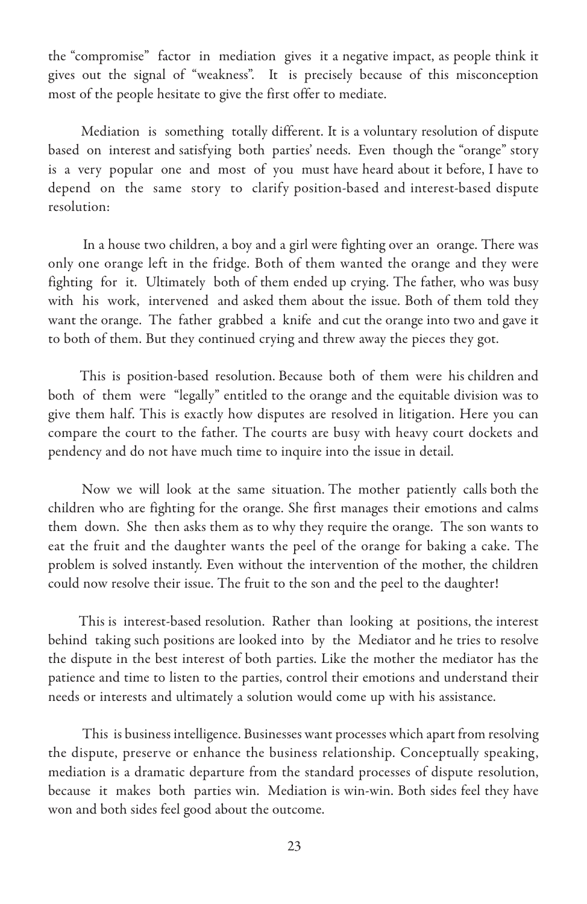the "compromise" factor in mediation gives it a negative impact, as people think it gives out the signal of "weakness". It is precisely because of this misconception most of the people hesitate to give the first offer to mediate.

Mediation is something totally different. It is a voluntary resolution of dispute based on interest and satisfying both parties' needs. Even though the "orange" story is a very popular one and most of you must have heard about it before, I have to depend on the same story to clarify position-based and interest-based dispute resolution:

In a house two children, a boy and a girl were fighting over an orange. There was only one orange left in the fridge. Both of them wanted the orange and they were fighting for it. Ultimately both of them ended up crying. The father, who was busy with his work, intervened and asked them about the issue. Both of them told they want the orange. The father grabbed a knife and cut the orange into two and gave it to both of them. But they continued crying and threw away the pieces they got.

This is position-based resolution. Because both of them were his children and both of them were "legally" entitled to the orange and the equitable division was to give them half. This is exactly how disputes are resolved in litigation. Here you can compare the court to the father. The courts are busy with heavy court dockets and pendency and do not have much time to inquire into the issue in detail.

Now we will look at the same situation. The mother patiently calls both the children who are fighting for the orange. She first manages their emotions and calms them down. She then asks them as to why they require the orange. The son wants to eat the fruit and the daughter wants the peel of the orange for baking a cake. The problem is solved instantly. Even without the intervention of the mother, the children could now resolve their issue. The fruit to the son and the peel to the daughter!

This is interest-based resolution. Rather than looking at positions, the interest behind taking such positions are looked into by the Mediator and he tries to resolve the dispute in the best interest of both parties. Like the mother the mediator has the patience and time to listen to the parties, control their emotions and understand their needs or interests and ultimately a solution would come up with his assistance.

This is business intelligence. Businesses want processes which apart from resolving the dispute, preserve or enhance the business relationship. Conceptually speaking, mediation is a dramatic departure from the standard processes of dispute resolution, because it makes both parties win. Mediation is win-win. Both sides feel they have won and both sides feel good about the outcome.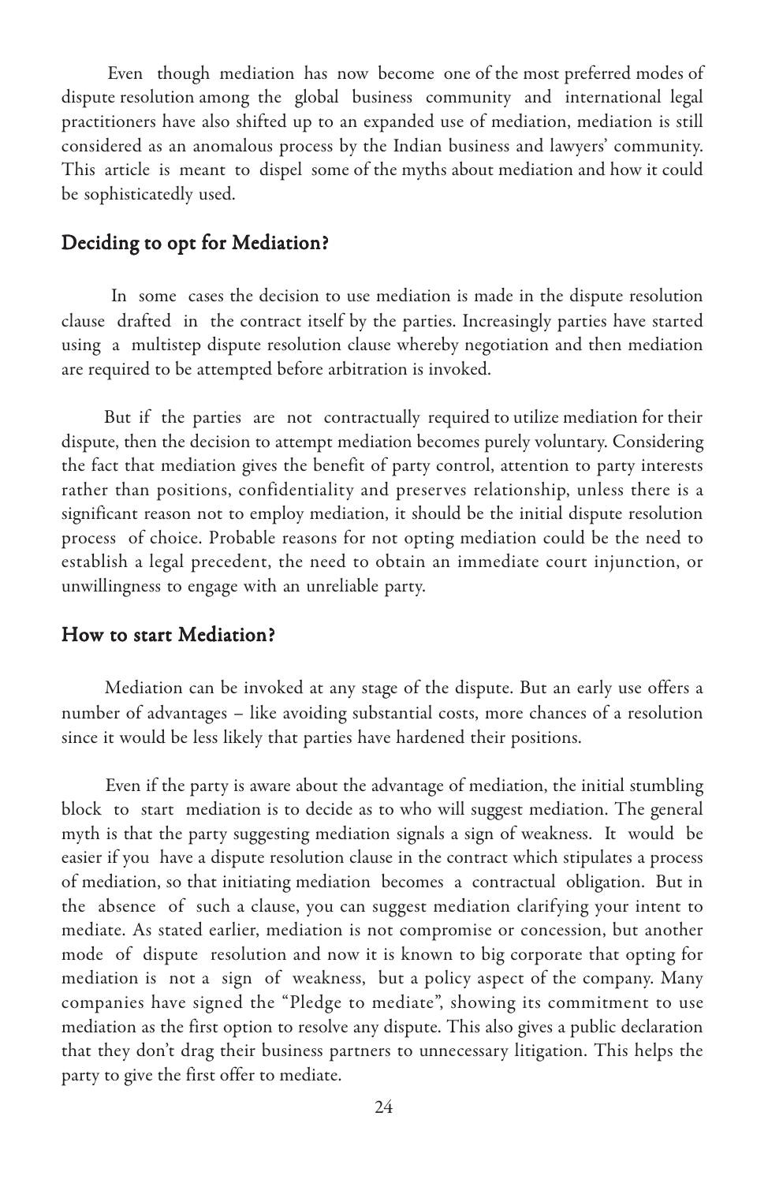Even though mediation has now become one of the most preferred modes of dispute resolution among the global business community and international legal practitioners have also shifted up to an expanded use of mediation, mediation is still considered as an anomalous process by the Indian business and lawyers' community. This article is meant to dispel some of the myths about mediation and how it could be sophisticatedly used.

## Deciding to opt for Mediation?

In some cases the decision to use mediation is made in the dispute resolution clause drafted in the contract itself by the parties. Increasingly parties have started using a multistep dispute resolution clause whereby negotiation and then mediation are required to be attempted before arbitration is invoked.

But if the parties are not contractually required to utilize mediation for their dispute, then the decision to attempt mediation becomes purely voluntary. Considering the fact that mediation gives the benefit of party control, attention to party interests rather than positions, confidentiality and preserves relationship, unless there is a significant reason not to employ mediation, it should be the initial dispute resolution process of choice. Probable reasons for not opting mediation could be the need to establish a legal precedent, the need to obtain an immediate court injunction, or unwillingness to engage with an unreliable party.

## How to start Mediation?

Mediation can be invoked at any stage of the dispute. But an early use offers a number of advantages – like avoiding substantial costs, more chances of a resolution since it would be less likely that parties have hardened their positions.

Even if the party is aware about the advantage of mediation, the initial stumbling block to start mediation is to decide as to who will suggest mediation. The general myth is that the party suggesting mediation signals a sign of weakness. It would be easier if you have a dispute resolution clause in the contract which stipulates a process of mediation, so that initiating mediation becomes a contractual obligation. But in the absence of such a clause, you can suggest mediation clarifying your intent to mediate. As stated earlier, mediation is not compromise or concession, but another mode of dispute resolution and now it is known to big corporate that opting for mediation is not a sign of weakness, but a policy aspect of the company. Many companies have signed the "Pledge to mediate", showing its commitment to use mediation as the first option to resolve any dispute. This also gives a public declaration that they don't drag their business partners to unnecessary litigation. This helps the party to give the first offer to mediate.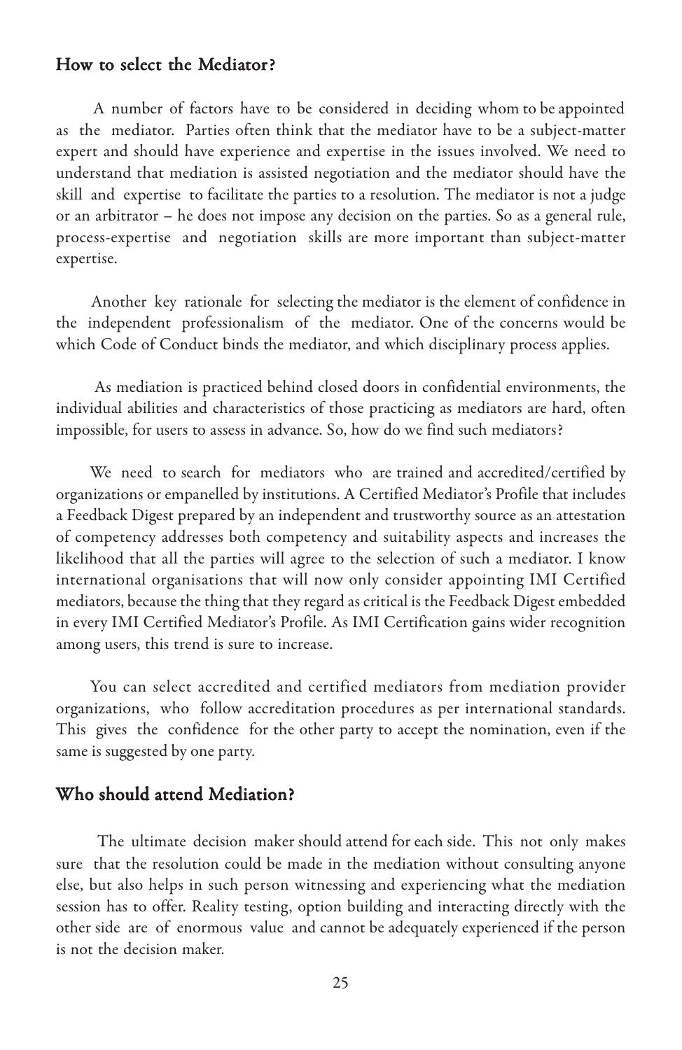## How to select the Mediator?

A number of factors have to be considered in deciding whom to be appointed as the mediator. Parties often think that the mediator have to be a subject-matter expert and should have experience and expertise in the issues involved. We need to understand that mediation is assisted negotiation and the mediator should have the skill and expertise to facilitate the parties to a resolution. The mediator is not a judge or an arbitrator – he does not impose any decision on the parties. So as a general rule, process-expertise and negotiation skills are more important than subject-matter expertise.

Another key rationale for selecting the mediator is the element of confidence in the independent professionalism of the mediator. One of the concerns would be which Code of Conduct binds the mediator, and which disciplinary process applies.

As mediation is practiced behind closed doors in confidential environments, the individual abilities and characteristics of those practicing as mediators are hard, often impossible, for users to assess in advance. So, how do we find such mediators?

We need to search for mediators who are trained and accredited/certified by organizations or empanelled by institutions. A Certified Mediator's Profile that includes a Feedback Digest prepared by an independent and trustworthy source as an attestation of competency addresses both competency and suitability aspects and increases the likelihood that all the parties will agree to the selection of such a mediator. I know international organisations that will now only consider appointing IMI Certified mediators, because the thing that they regard as critical is the Feedback Digest embedded in every IMI Certified Mediator's Profile. As IMI Certification gains wider recognition among users, this trend is sure to increase.

You can select accredited and certified mediators from mediation provider organizations, who follow accreditation procedures as per international standards. This gives the confidence for the other party to accept the nomination, even if the same is suggested by one party.

## Who should attend Mediation?

The ultimate decision maker should attend for each side. This not only makes sure that the resolution could be made in the mediation without consulting anyone else, but also helps in such person witnessing and experiencing what the mediation session has to offer. Reality testing, option building and interacting directly with the other side are of enormous value and cannot be adequately experienced if the person is not the decision maker.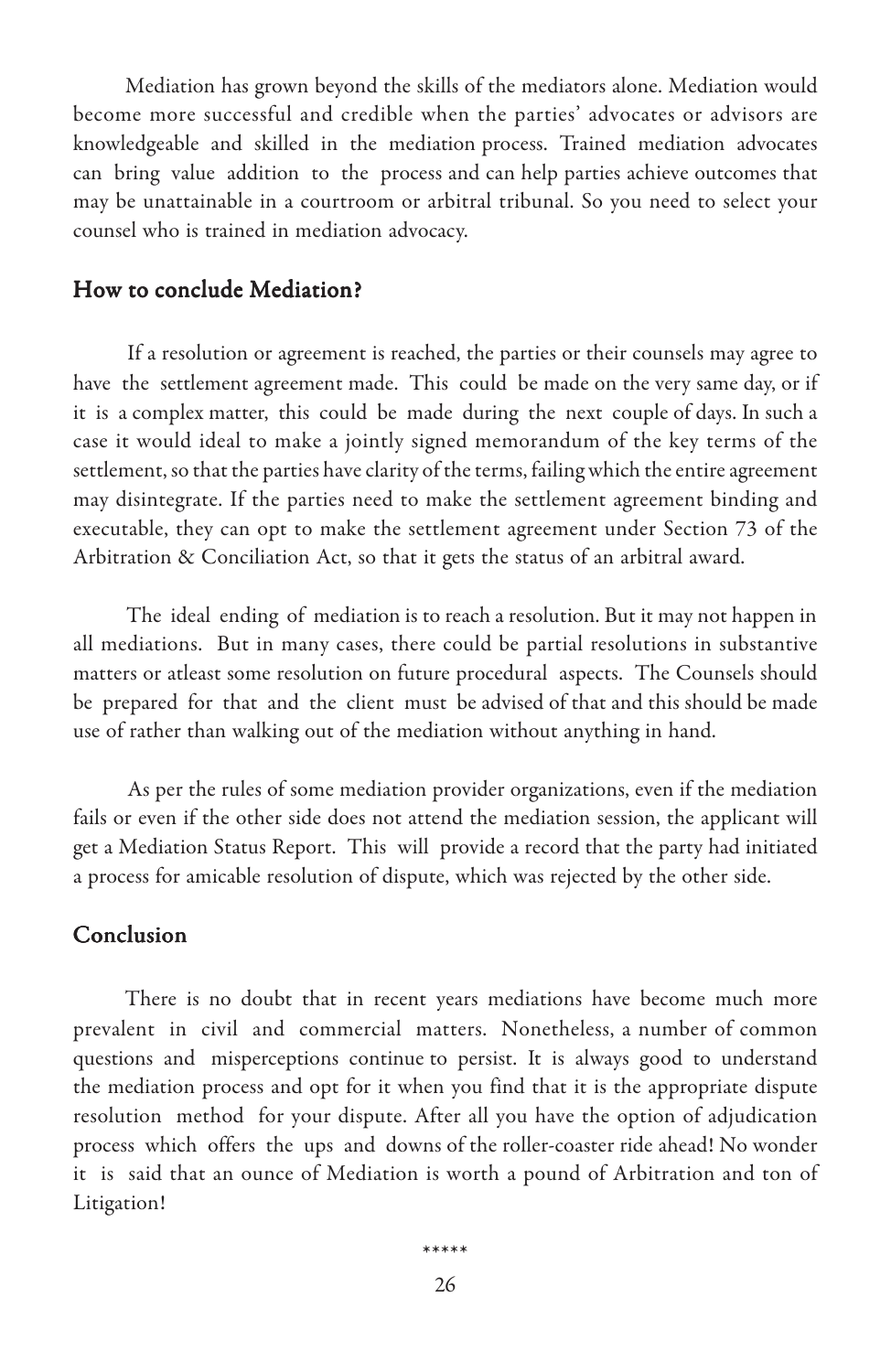Mediation has grown beyond the skills of the mediators alone. Mediation would become more successful and credible when the parties' advocates or advisors are knowledgeable and skilled in the mediation process. Trained mediation advocates can bring value addition to the process and can help parties achieve outcomes that may be unattainable in a courtroom or arbitral tribunal. So you need to select your counsel who is trained in mediation advocacy.

## How to conclude Mediation?

If a resolution or agreement is reached, the parties or their counsels may agree to have the settlement agreement made. This could be made on the very same day, or if it is a complex matter, this could be made during the next couple of days. In such a case it would ideal to make a jointly signed memorandum of the key terms of the settlement, so that the parties have clarity of the terms, failing which the entire agreement may disintegrate. If the parties need to make the settlement agreement binding and executable, they can opt to make the settlement agreement under Section 73 of the Arbitration & Conciliation Act, so that it gets the status of an arbitral award.

The ideal ending of mediation is to reach a resolution. But it may not happen in all mediations. But in many cases, there could be partial resolutions in substantive matters or atleast some resolution on future procedural aspects. The Counsels should be prepared for that and the client must be advised of that and this should be made use of rather than walking out of the mediation without anything in hand.

As per the rules of some mediation provider organizations, even if the mediation fails or even if the other side does not attend the mediation session, the applicant will get a Mediation Status Report. This will provide a record that the party had initiated a process for amicable resolution of dispute, which was rejected by the other side.

## Conclusion

There is no doubt that in recent years mediations have become much more prevalent in civil and commercial matters. Nonetheless, a number of common questions and misperceptions continue to persist. It is always good to understand the mediation process and opt for it when you find that it is the appropriate dispute resolution method for your dispute. After all you have the option of adjudication process which offers the ups and downs of the roller-coaster ride ahead! No wonder it is said that an ounce of Mediation is worth a pound of Arbitration and ton of Litigation!

*****